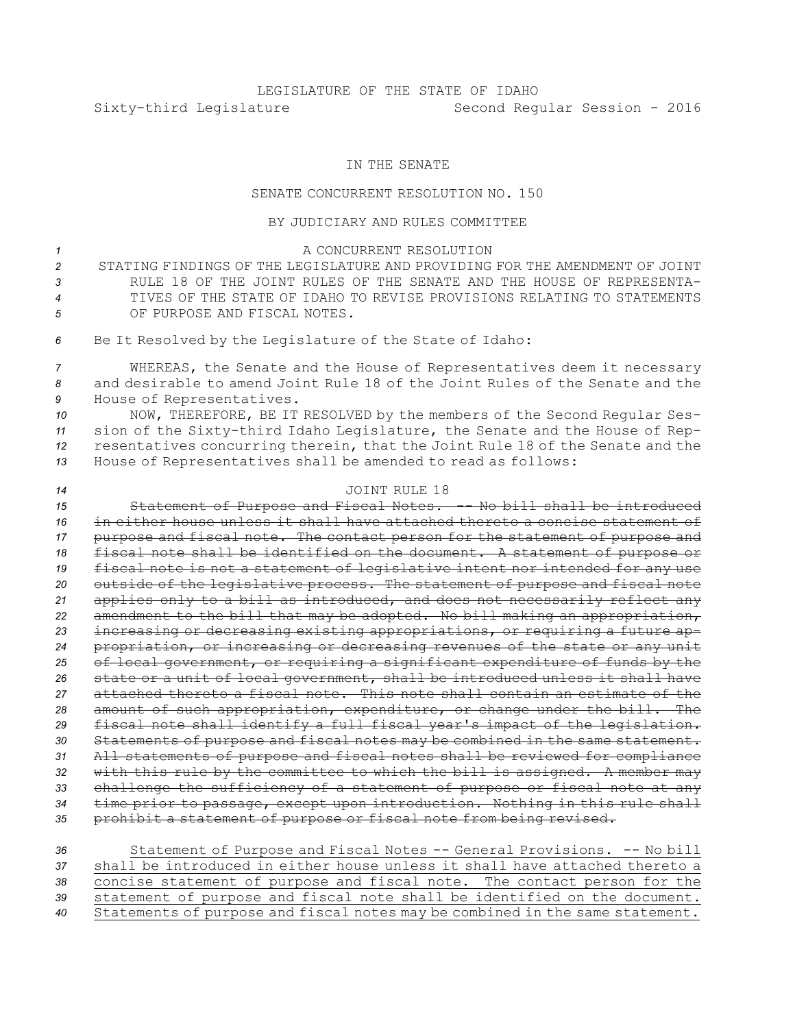LEGISLATURE OF THE STATE OF IDAHO
Sixty-third Legislature Second Regular Session - 2016

IN THE SENATE

SENATE CONCURRENT RESOLUTION NO. 150

BY JUDICIARY AND RULES COMMITTEE

A CONCURRENT RESOLUTION

STATING FINDINGS OF THE LEGISLATURE AND PROVIDING FOR THE AMENDMENT OF JOINT RULE 18 OF THE JOINT RULES OF THE SENATE AND THE HOUSE OF REPRESENTATIVES OF THE STATE OF IDAHO TO REVISE PROVISIONS RELATING TO STATEMENTS OF PURPOSE AND FISCAL NOTES.

Be It Resolved by the Legislature of the State of Idaho:

WHEREAS, the Senate and the House of Representatives deem it necessary and desirable to amend Joint Rule 18 of the Joint Rules of the Senate and the House of Representatives.

NOW, THEREFORE, BE IT RESOLVED by the members of the Second Regular Session of the Sixty-third Idaho Legislature, the Senate and the House of Representatives concurring therein, that the Joint Rule 18 of the Senate and the House of Representatives shall be amended to read as follows:

JOINT RULE 18

~~Statement of Purpose and Fiscal Notes. -- No bill shall be introduced in either house unless it shall have attached thereto a concise statement of purpose and fiscal note. The contact person for the statement of purpose and fiscal note shall be identified on the document. A statement of purpose or fiscal note is not a statement of legislative intent nor intended for any use outside of the legislative process. The statement of purpose and fiscal note applies only to a bill as introduced, and does not necessarily reflect any amendment to the bill that may be adopted. No bill making an appropriation, increasing or decreasing existing appropriations, or requiring a future appropriation, or increasing or decreasing revenues of the state or any unit of local government, or requiring a significant expenditure of funds by the state or a unit of local government, shall be introduced unless it shall have attached thereto a fiscal note. This note shall contain an estimate of the amount of such appropriation, expenditure, or change under the bill. The fiscal note shall identify a full fiscal year's impact of the legislation. Statements of purpose and fiscal notes may be combined in the same statement. All statements of purpose and fiscal notes shall be reviewed for compliance with this rule by the committee to which the bill is assigned. A member may challenge the sufficiency of a statement of purpose or fiscal note at any time prior to passage, except upon introduction. Nothing in this rule shall prohibit a statement of purpose or fiscal note from being revised.~~

<u>Statement of Purpose and Fiscal Notes -- General Provisions. -- No bill shall be introduced in either house unless it shall have attached thereto a concise statement of purpose and fiscal note. The contact person for the statement of purpose and fiscal note shall be identified on the document. Statements of purpose and fiscal notes may be combined in the same statement.</u>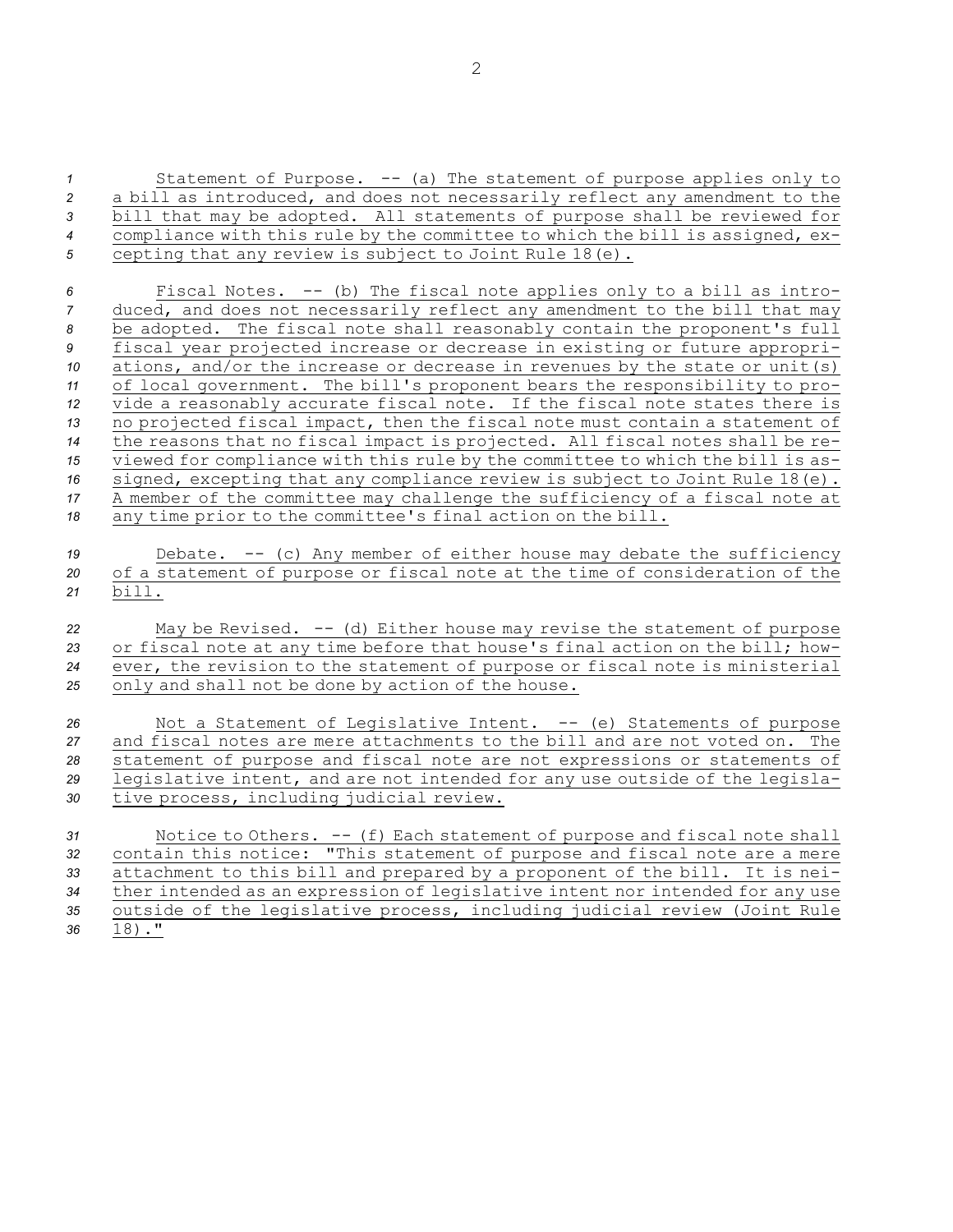Statement of Purpose. -- (a) The statement of purpose applies only to a bill as introduced, and does not necessarily reflect any amendment to the bill that may be adopted. All statements of purpose shall be reviewed for compliance with this rule by the committee to which the bill is assigned, excepting that any review is subject to Joint Rule 18(e).

Fiscal Notes. -- (b) The fiscal note applies only to a bill as introduced, and does not necessarily reflect any amendment to the bill that may be adopted. The fiscal note shall reasonably contain the proponent's full fiscal year projected increase or decrease in existing or future appropriations, and/or the increase or decrease in revenues by the state or unit(s) of local government. The bill's proponent bears the responsibility to provide a reasonably accurate fiscal note. If the fiscal note states there is no projected fiscal impact, then the fiscal note must contain a statement of the reasons that no fiscal impact is projected. All fiscal notes shall be reviewed for compliance with this rule by the committee to which the bill is assigned, excepting that any compliance review is subject to Joint Rule 18(e). A member of the committee may challenge the sufficiency of a fiscal note at any time prior to the committee's final action on the bill.

Debate. -- (c) Any member of either house may debate the sufficiency of a statement of purpose or fiscal note at the time of consideration of the bill.

May be Revised. -- (d) Either house may revise the statement of purpose or fiscal note at any time before that house's final action on the bill; however, the revision to the statement of purpose or fiscal note is ministerial only and shall not be done by action of the house.

Not a Statement of Legislative Intent. -- (e) Statements of purpose and fiscal notes are mere attachments to the bill and are not voted on. The statement of purpose and fiscal note are not expressions or statements of legislative intent, and are not intended for any use outside of the legislative process, including judicial review.

Notice to Others. -- (f) Each statement of purpose and fiscal note shall contain this notice: "This statement of purpose and fiscal note are a mere attachment to this bill and prepared by a proponent of the bill. It is neither intended as an expression of legislative intent nor intended for any use outside of the legislative process, including judicial review (Joint Rule 18)."